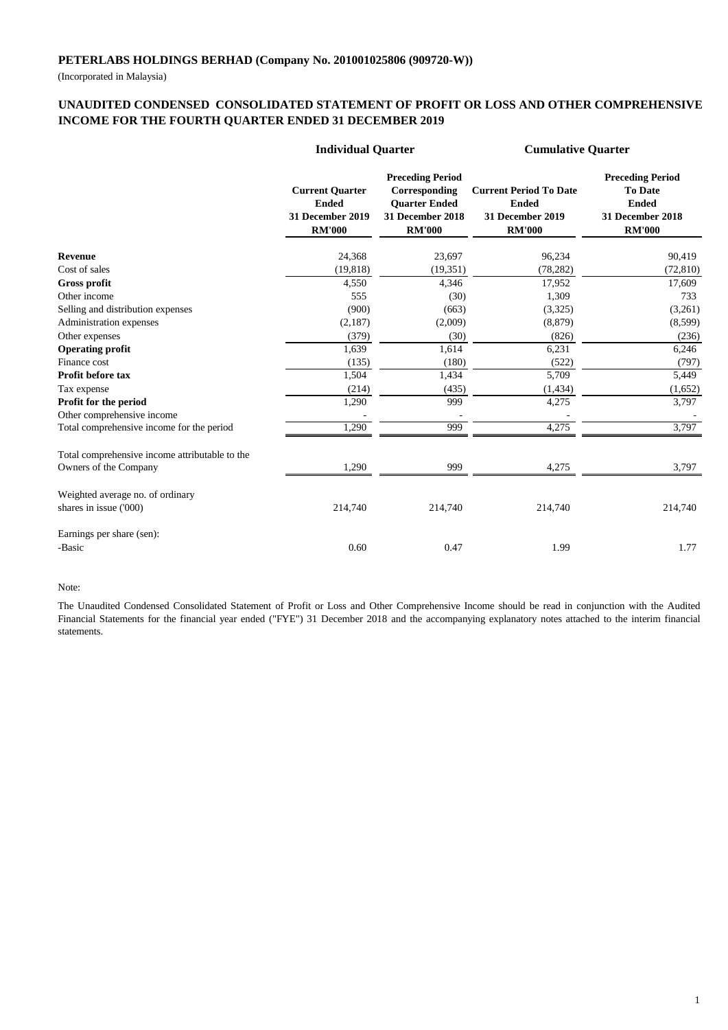**PETERLABS HOLDINGS BERHAD (Company No. 201001025806 (909720-W))**

(Incorporated in Malaysia)

## UNAUDITED CONDENSED CONSOLIDATED STATEMENT OF PROFIT OR LOSS AND OTHER COMPREHENSIVE INCOME FOR THE FOURTH QUARTER ENDED 31 DECEMBER 2019

| | Individual Quarter | | Cumulative Quarter | |
|---|---|---|---|---|
| | Current Quarter Ended 31 December 2019 RM'000 | Preceding Period Corresponding Quarter Ended 31 December 2018 RM'000 | Current Period To Date Ended 31 December 2019 RM'000 | Preceding Period To Date Ended 31 December 2018 RM'000 |
| **Revenue** | 24,368 | 23,697 | 96,234 | 90,419 |
| Cost of sales | (19,818) | (19,351) | (78,282) | (72,810) |
| **Gross profit** | 4,550 | 4,346 | 17,952 | 17,609 |
| Other income | 555 | (30) | 1,309 | 733 |
| Selling and distribution expenses | (900) | (663) | (3,325) | (3,261) |
| Administration expenses | (2,187) | (2,009) | (8,879) | (8,599) |
| Other expenses | (379) | (30) | (826) | (236) |
| **Operating profit** | 1,639 | 1,614 | 6,231 | 6,246 |
| Finance cost | (135) | (180) | (522) | (797) |
| **Profit before tax** | 1,504 | 1,434 | 5,709 | 5,449 |
| Tax expense | (214) | (435) | (1,434) | (1,652) |
| **Profit for the period** | 1,290 | 999 | 4,275 | 3,797 |
| Other comprehensive income | - | - | - | - |
| Total comprehensive income for the period | 1,290 | 999 | 4,275 | 3,797 |
| Total comprehensive income attributable to the Owners of the Company | 1,290 | 999 | 4,275 | 3,797 |
| Weighted average no. of ordinary shares in issue ('000) | 214,740 | 214,740 | 214,740 | 214,740 |
| Earnings per share (sen): | | | | |
| -Basic | 0.60 | 0.47 | 1.99 | 1.77 |

Note:

The Unaudited Condensed Consolidated Statement of Profit or Loss and Other Comprehensive Income should be read in conjunction with the Audited Financial Statements for the financial year ended ("FYE") 31 December 2018 and the accompanying explanatory notes attached to the interim financial statements.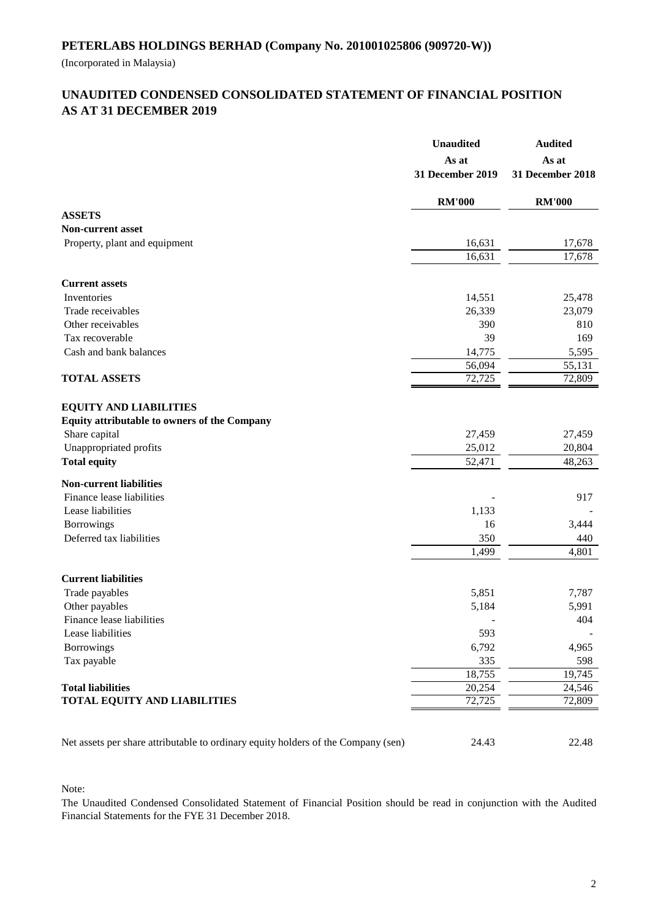**PETERLABS HOLDINGS BERHAD (Company No. 201001025806 (909720-W))**

(Incorporated in Malaysia)

## UNAUDITED CONDENSED CONSOLIDATED STATEMENT OF FINANCIAL POSITION AS AT 31 DECEMBER 2019

| | Unaudited<br>As at<br>31 December 2019 | Audited<br>As at<br>31 December 2018 |
|---|---|---|
| | RM'000 | RM'000 |
| **ASSETS** | | |
| **Non-current asset** | | |
| Property, plant and equipment | 16,631 | 17,678 |
| | 16,631 | 17,678 |
| **Current assets** | | |
| Inventories | 14,551 | 25,478 |
| Trade receivables | 26,339 | 23,079 |
| Other receivables | 390 | 810 |
| Tax recoverable | 39 | 169 |
| Cash and bank balances | 14,775 | 5,595 |
| | 56,094 | 55,131 |
| **TOTAL ASSETS** | 72,725 | 72,809 |
| **EQUITY AND LIABILITIES** | | |
| **Equity attributable to owners of the Company** | | |
| Share capital | 27,459 | 27,459 |
| Unappropriated profits | 25,012 | 20,804 |
| **Total equity** | 52,471 | 48,263 |
| **Non-current liabilities** | | |
| Finance lease liabilities | - | 917 |
| Lease liabilities | 1,133 | - |
| Borrowings | 16 | 3,444 |
| Deferred tax liabilities | 350 | 440 |
| | 1,499 | 4,801 |
| **Current liabilities** | | |
| Trade payables | 5,851 | 7,787 |
| Other payables | 5,184 | 5,991 |
| Finance lease liabilities | - | 404 |
| Lease liabilities | 593 | - |
| Borrowings | 6,792 | 4,965 |
| Tax payable | 335 | 598 |
| | 18,755 | 19,745 |
| **Total liabilities** | 20,254 | 24,546 |
| **TOTAL EQUITY AND LIABILITIES** | 72,725 | 72,809 |
| Net assets per share attributable to ordinary equity holders of the Company (sen) | 24.43 | 22.48 |

Note:

The Unaudited Condensed Consolidated Statement of Financial Position should be read in conjunction with the Audited Financial Statements for the FYE 31 December 2018.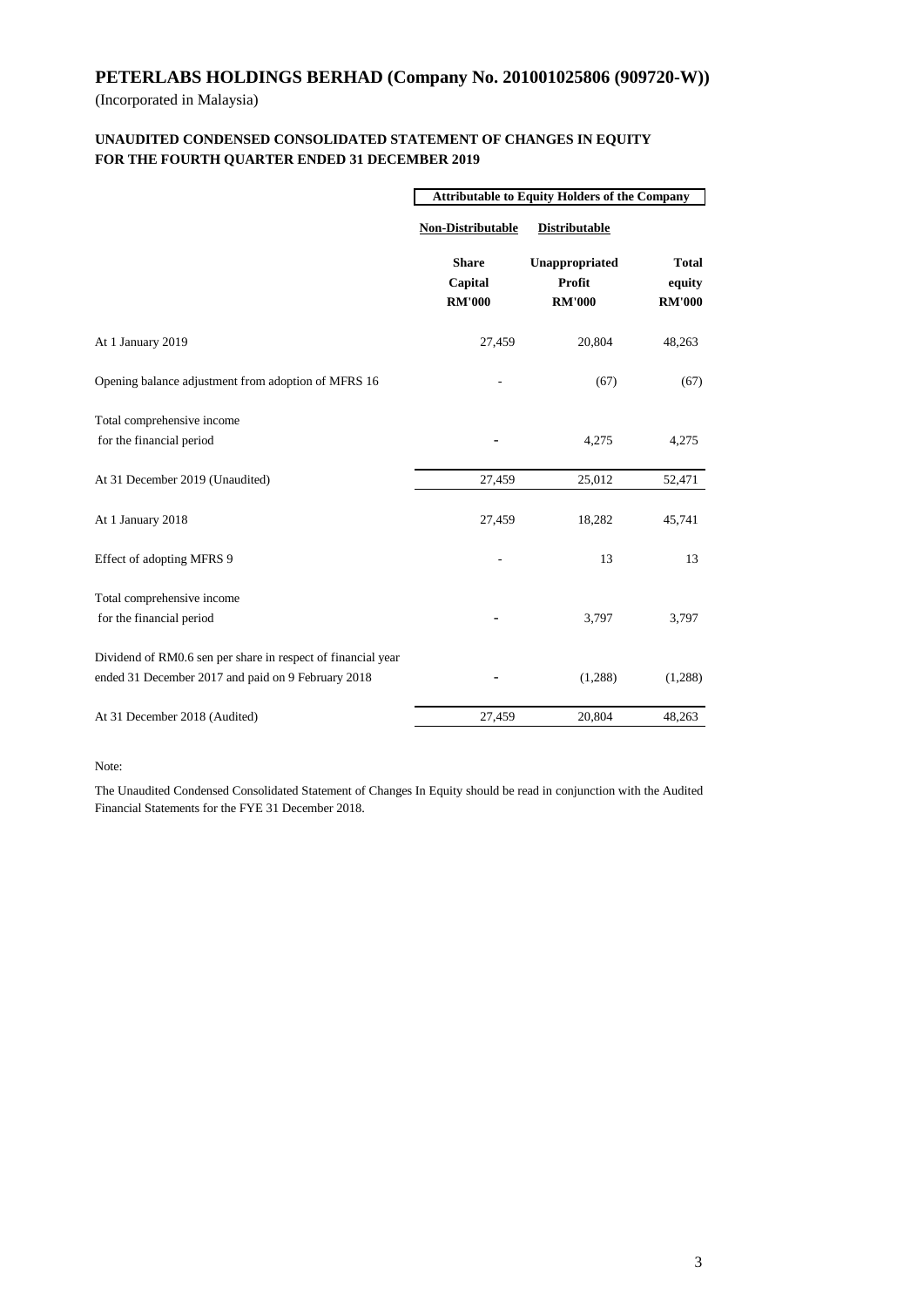# PETERLABS HOLDINGS BERHAD (Company No. 201001025806 (909720-W))

(Incorporated in Malaysia)

### UNAUDITED CONDENSED CONSOLIDATED STATEMENT OF CHANGES IN EQUITY FOR THE FOURTH QUARTER ENDED 31 DECEMBER 2019

| | Attributable to Equity Holders of the Company | | |
|---|---|---|---|
| | Non-Distributable | Distributable | |
| | Share Capital RM'000 | Unappropriated Profit RM'000 | Total equity RM'000 |
| At 1 January 2019 | 27,459 | 20,804 | 48,263 |
| Opening balance adjustment from adoption of MFRS 16 | - | (67) | (67) |
| Total comprehensive income for the financial period | - | 4,275 | 4,275 |
| At 31 December 2019 (Unaudited) | 27,459 | 25,012 | 52,471 |
| At 1 January 2018 | 27,459 | 18,282 | 45,741 |
| Effect of adopting MFRS 9 | - | 13 | 13 |
| Total comprehensive income for the financial period | - | 3,797 | 3,797 |
| Dividend of RM0.6 sen per share in respect of financial year ended 31 December 2017 and paid on 9 February 2018 | - | (1,288) | (1,288) |
| At 31 December 2018 (Audited) | 27,459 | 20,804 | 48,263 |

Note:

The Unaudited Condensed Consolidated Statement of Changes In Equity should be read in conjunction with the Audited Financial Statements for the FYE 31 December 2018.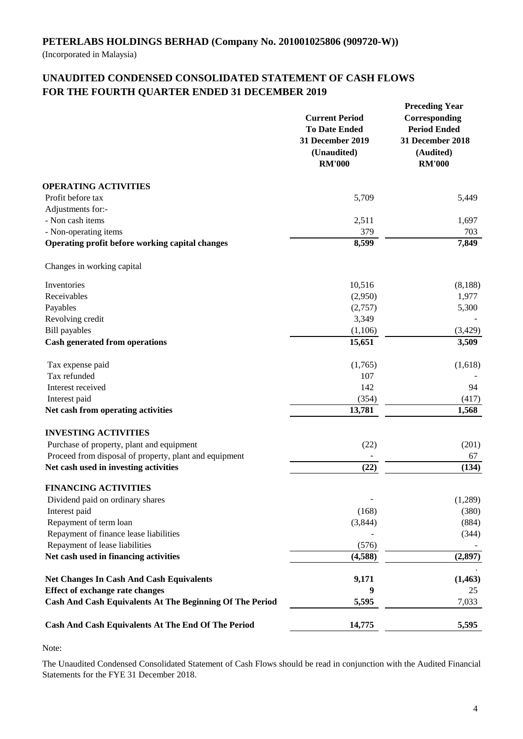## PETERLABS HOLDINGS BERHAD (Company No. 201001025806 (909720-W))

(Incorporated in Malaysia)

## UNAUDITED CONDENSED CONSOLIDATED STATEMENT OF CASH FLOWS FOR THE FOURTH QUARTER ENDED 31 DECEMBER 2019

| | Current Period To Date Ended 31 December 2019 (Unaudited) RM'000 | Preceding Year Corresponding Period Ended 31 December 2018 (Audited) RM'000 |
|---|---|---|
| **OPERATING ACTIVITIES** | | |
| Profit before tax | 5,709 | 5,449 |
| Adjustments for:- | | |
| - Non cash items | 2,511 | 1,697 |
| - Non-operating items | 379 | 703 |
| **Operating profit before working capital changes** | **8,599** | **7,849** |
| Changes in working capital | | |
| Inventories | 10,516 | (8,188) |
| Receivables | (2,950) | 1,977 |
| Payables | (2,757) | 5,300 |
| Revolving credit | 3,349 | - |
| Bill payables | (1,106) | (3,429) |
| **Cash generated from operations** | **15,651** | **3,509** |
| Tax expense paid | (1,765) | (1,618) |
| Tax refunded | 107 | - |
| Interest received | 142 | 94 |
| Interest paid | (354) | (417) |
| **Net cash from operating activities** | **13,781** | **1,568** |
| **INVESTING ACTIVITIES** | | |
| Purchase of property, plant and equipment | (22) | (201) |
| Proceed from disposal of property, plant and equipment | - | 67 |
| **Net cash used in investing activities** | **(22)** | **(134)** |
| **FINANCING ACTIVITIES** | | |
| Dividend paid on ordinary shares | - | (1,289) |
| Interest paid | (168) | (380) |
| Repayment of term loan | (3,844) | (884) |
| Repayment of finance lease liabilities | - | (344) |
| Repayment of lease liabilities | (576) | - |
| **Net cash used in financing activities** | **(4,588)** | **(2,897)** |
| **Net Changes In Cash And Cash Equivalents** | **9,171** | **(1,463)** |
| **Effect of exchange rate changes** | **9** | 25 |
| **Cash And Cash Equivalents At The Beginning Of The Period** | **5,595** | 7,033 |
| **Cash And Cash Equivalents At The End Of The Period** | **14,775** | **5,595** |

Note:

The Unaudited Condensed Consolidated Statement of Cash Flows should be read in conjunction with the Audited Financial Statements for the FYE 31 December 2018.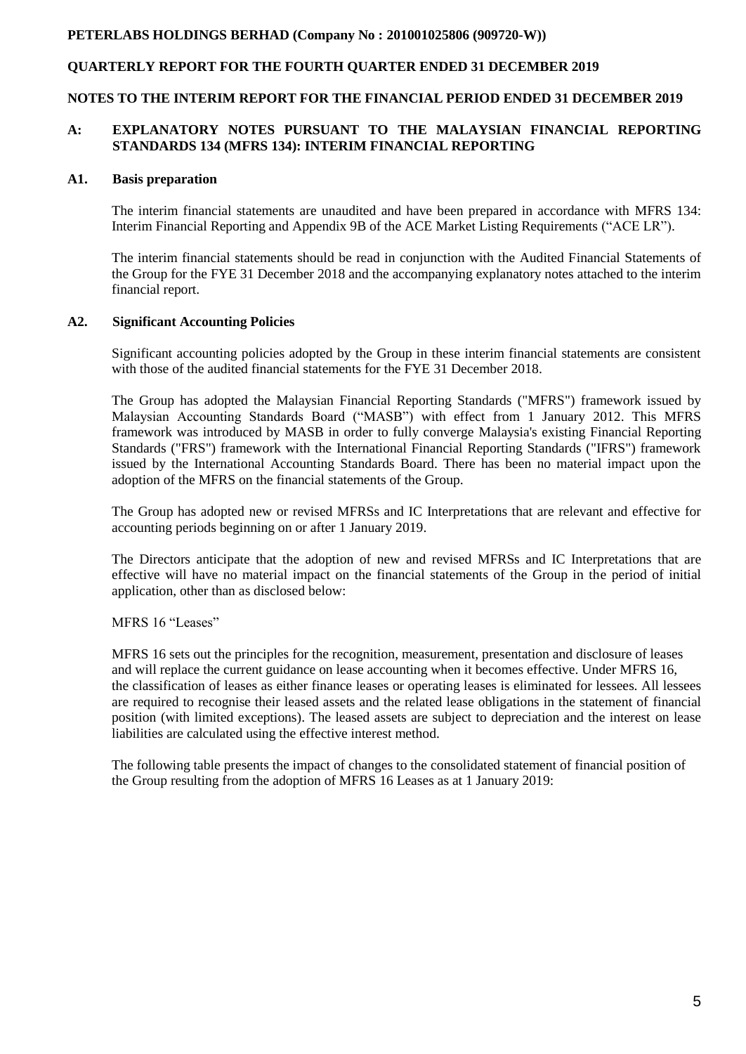**PETERLABS HOLDINGS BERHAD (Company No : 201001025806 (909720-W))**

**QUARTERLY REPORT FOR THE FOURTH QUARTER ENDED 31 DECEMBER 2019**

**NOTES TO THE INTERIM REPORT FOR THE FINANCIAL PERIOD ENDED 31 DECEMBER 2019**

## A: EXPLANATORY NOTES PURSUANT TO THE MALAYSIAN FINANCIAL REPORTING STANDARDS 134 (MFRS 134): INTERIM FINANCIAL REPORTING

### A1. Basis preparation

The interim financial statements are unaudited and have been prepared in accordance with MFRS 134: Interim Financial Reporting and Appendix 9B of the ACE Market Listing Requirements ("ACE LR").

The interim financial statements should be read in conjunction with the Audited Financial Statements of the Group for the FYE 31 December 2018 and the accompanying explanatory notes attached to the interim financial report.

### A2. Significant Accounting Policies

Significant accounting policies adopted by the Group in these interim financial statements are consistent with those of the audited financial statements for the FYE 31 December 2018.

The Group has adopted the Malaysian Financial Reporting Standards ("MFRS") framework issued by Malaysian Accounting Standards Board ("MASB") with effect from 1 January 2012. This MFRS framework was introduced by MASB in order to fully converge Malaysia's existing Financial Reporting Standards ("FRS") framework with the International Financial Reporting Standards ("IFRS") framework issued by the International Accounting Standards Board. There has been no material impact upon the adoption of the MFRS on the financial statements of the Group.

The Group has adopted new or revised MFRSs and IC Interpretations that are relevant and effective for accounting periods beginning on or after 1 January 2019.

The Directors anticipate that the adoption of new and revised MFRSs and IC Interpretations that are effective will have no material impact on the financial statements of the Group in the period of initial application, other than as disclosed below:

MFRS 16 "Leases"

MFRS 16 sets out the principles for the recognition, measurement, presentation and disclosure of leases and will replace the current guidance on lease accounting when it becomes effective. Under MFRS 16, the classification of leases as either finance leases or operating leases is eliminated for lessees. All lessees are required to recognise their leased assets and the related lease obligations in the statement of financial position (with limited exceptions). The leased assets are subject to depreciation and the interest on lease liabilities are calculated using the effective interest method.

The following table presents the impact of changes to the consolidated statement of financial position of the Group resulting from the adoption of MFRS 16 Leases as at 1 January 2019: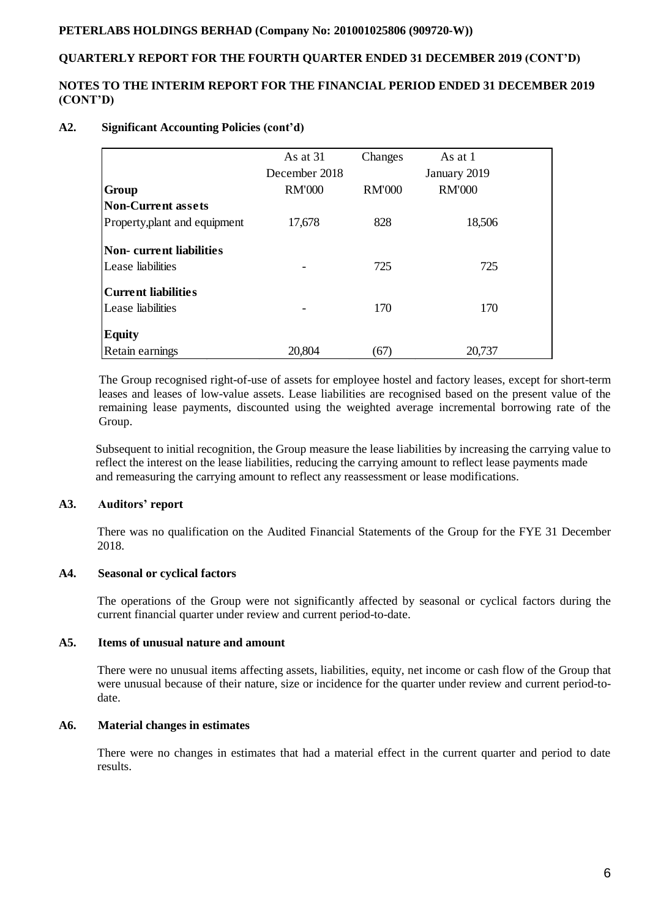## A2. Significant Accounting Policies (cont'd)

| Group | As at 31 December 2018 RM'000 | Changes RM'000 | As at 1 January 2019 RM'000 |
|---|---|---|---|
| **Non-Current assets** | | | |
| Property,plant and equipment | 17,678 | 828 | 18,506 |
| **Non- current liabilities** | | | |
| Lease liabilities | - | 725 | 725 |
| **Current liabilities** | | | |
| Lease liabilities | - | 170 | 170 |
| **Equity** | | | |
| Retain earnings | 20,804 | (67) | 20,737 |

The Group recognised right-of-use of assets for employee hostel and factory leases, except for short-term leases and leases of low-value assets. Lease liabilities are recognised based on the present value of the remaining lease payments, discounted using the weighted average incremental borrowing rate of the Group.

Subsequent to initial recognition, the Group measure the lease liabilities by increasing the carrying value to reflect the interest on the lease liabilities, reducing the carrying amount to reflect lease payments made and remeasuring the carrying amount to reflect any reassessment or lease modifications.

## A3. Auditors' report

There was no qualification on the Audited Financial Statements of the Group for the FYE 31 December 2018.

## A4. Seasonal or cyclical factors

The operations of the Group were not significantly affected by seasonal or cyclical factors during the current financial quarter under review and current period-to-date.

## A5. Items of unusual nature and amount

There were no unusual items affecting assets, liabilities, equity, net income or cash flow of the Group that were unusual because of their nature, size or incidence for the quarter under review and current period-to-date.

## A6. Material changes in estimates

There were no changes in estimates that had a material effect in the current quarter and period to date results.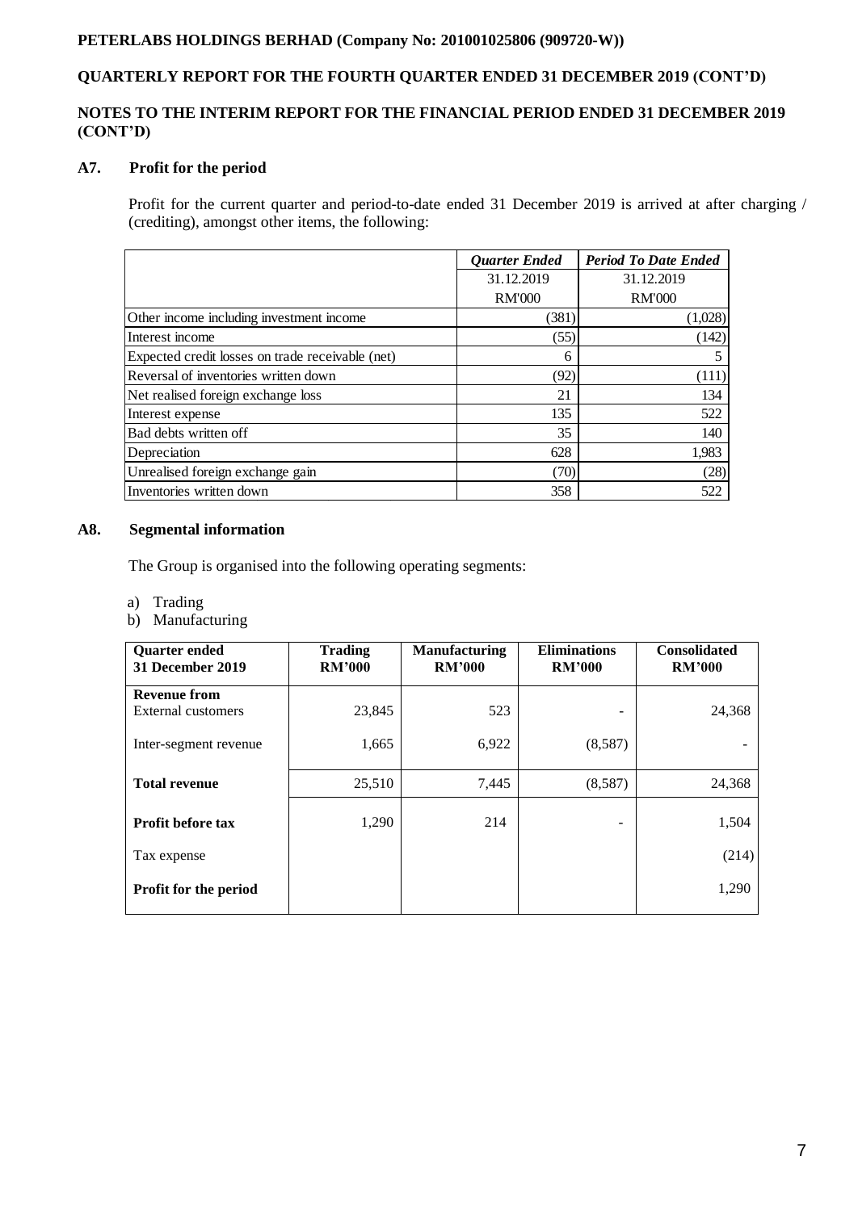**PETERLABS HOLDINGS BERHAD (Company No: 201001025806 (909720-W))**

**QUARTERLY REPORT FOR THE FOURTH QUARTER ENDED 31 DECEMBER 2019 (CONT'D)**

**NOTES TO THE INTERIM REPORT FOR THE FINANCIAL PERIOD ENDED 31 DECEMBER 2019 (CONT'D)**

### A7. Profit for the period

Profit for the current quarter and period-to-date ended 31 December 2019 is arrived at after charging / (crediting), amongst other items, the following:

| | ***Quarter Ended*** | ***Period To Date Ended*** |
|---|---|---|
| | 31.12.2019 | 31.12.2019 |
| | RM'000 | RM'000 |
| Other income including investment income | (381) | (1,028) |
| Interest income | (55) | (142) |
| Expected credit losses on trade receivable (net) | 6 | 5 |
| Reversal of inventories written down | (92) | (111) |
| Net realised foreign exchange loss | 21 | 134 |
| Interest expense | 135 | 522 |
| Bad debts written off | 35 | 140 |
| Depreciation | 628 | 1,983 |
| Unrealised foreign exchange gain | (70) | (28) |
| Inventories written down | 358 | 522 |

### A8. Segmental information

The Group is organised into the following operating segments:

a) Trading
b) Manufacturing

| **Quarter ended 31 December 2019** | **Trading RM'000** | **Manufacturing RM'000** | **Eliminations RM'000** | **Consolidated RM'000** |
|---|---|---|---|---|
| **Revenue from** External customers | 23,845 | 523 | - | 24,368 |
| Inter-segment revenue | 1,665 | 6,922 | (8,587) | - |
| **Total revenue** | 25,510 | 7,445 | (8,587) | 24,368 |
| **Profit before tax** | 1,290 | 214 | - | 1,504 |
| Tax expense | | | | (214) |
| **Profit for the period** | | | | 1,290 |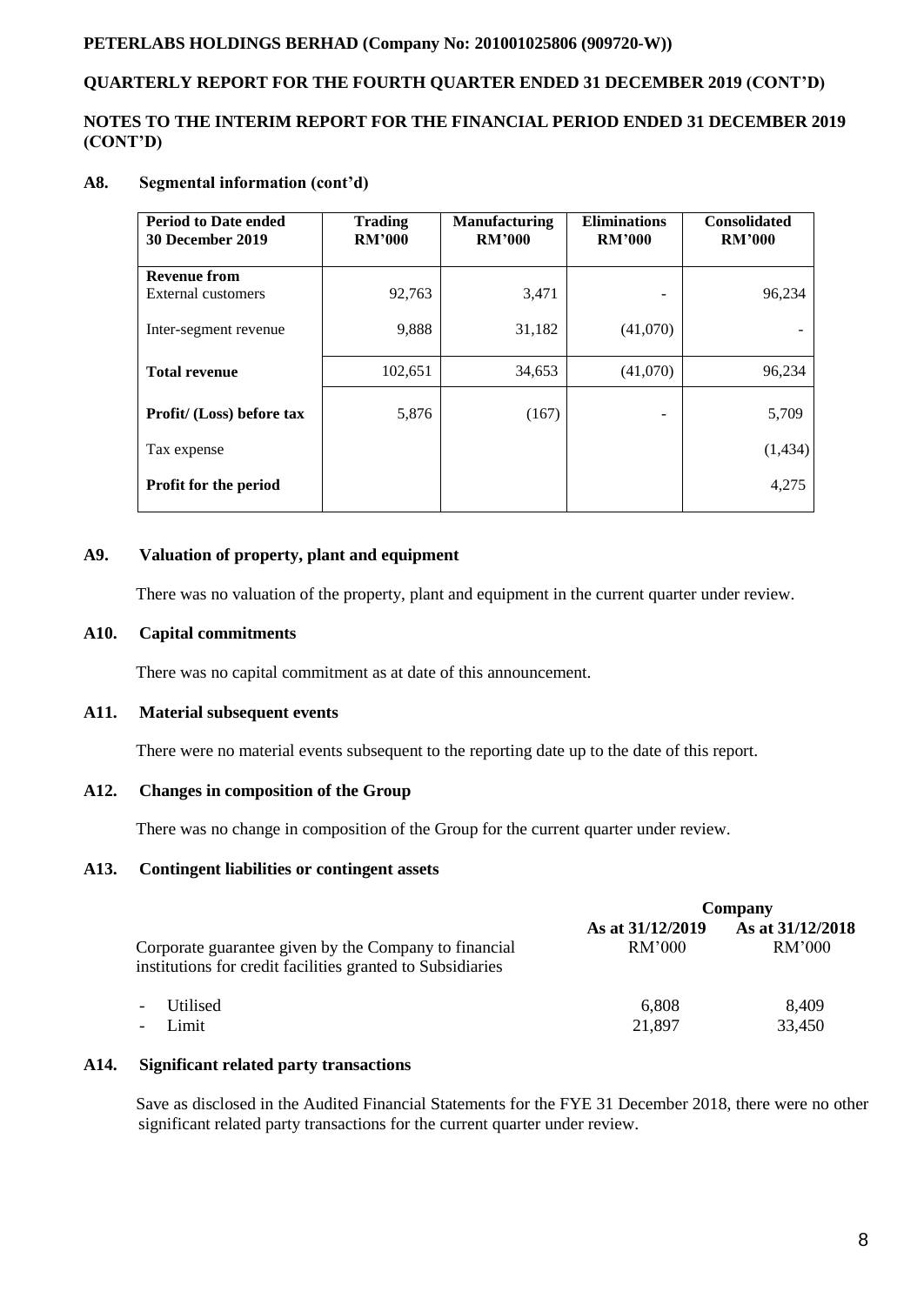**PETERLABS HOLDINGS BERHAD (Company No: 201001025806 (909720-W))**

**QUARTERLY REPORT FOR THE FOURTH QUARTER ENDED 31 DECEMBER 2019 (CONT'D)**

**NOTES TO THE INTERIM REPORT FOR THE FINANCIAL PERIOD ENDED 31 DECEMBER 2019 (CONT'D)**

## A8. Segmental information (cont'd)

| Period to Date ended 30 December 2019 | Trading RM'000 | Manufacturing RM'000 | Eliminations RM'000 | Consolidated RM'000 |
|---|---|---|---|---|
| **Revenue from** External customers | 92,763 | 3,471 | - | 96,234 |
| Inter-segment revenue | 9,888 | 31,182 | (41,070) | - |
| **Total revenue** | 102,651 | 34,653 | (41,070) | 96,234 |
| **Profit/ (Loss) before tax** | 5,876 | (167) | - | 5,709 |
| Tax expense | | | | (1,434) |
| **Profit for the period** | | | | 4,275 |

## A9. Valuation of property, plant and equipment

There was no valuation of the property, plant and equipment in the current quarter under review.

## A10. Capital commitments

There was no capital commitment as at date of this announcement.

## A11. Material subsequent events

There were no material events subsequent to the reporting date up to the date of this report.

## A12. Changes in composition of the Group

There was no change in composition of the Group for the current quarter under review.

## A13. Contingent liabilities or contingent assets

| | Company | |
|---|---|---|
| Corporate guarantee given by the Company to financial institutions for credit facilities granted to Subsidiaries | As at 31/12/2019 RM'000 | As at 31/12/2018 RM'000 |
| - Utilised | 6,808 | 8,409 |
| - Limit | 21,897 | 33,450 |

## A14. Significant related party transactions

Save as disclosed in the Audited Financial Statements for the FYE 31 December 2018, there were no other significant related party transactions for the current quarter under review.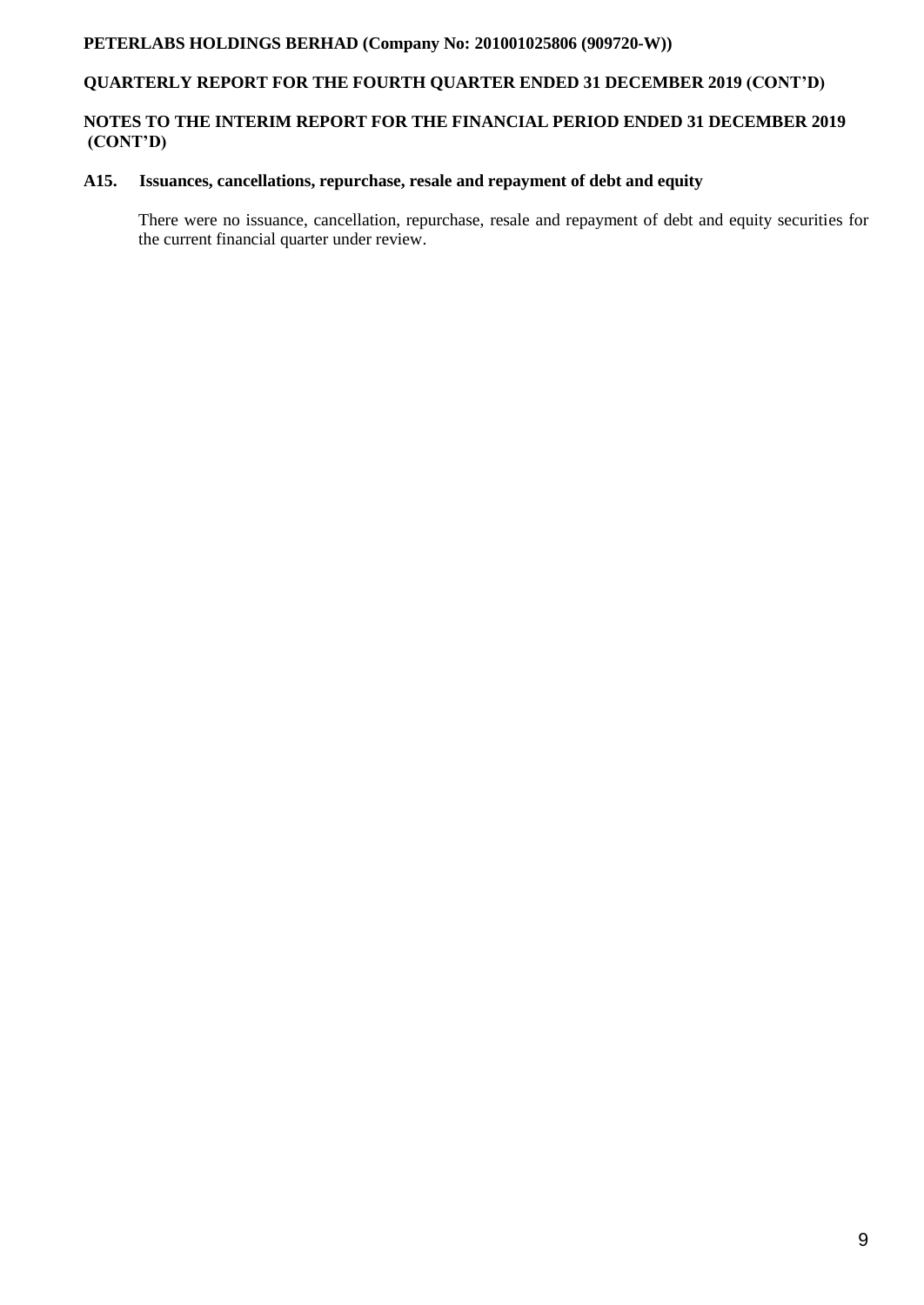### A15. Issuances, cancellations, repurchase, resale and repayment of debt and equity

There were no issuance, cancellation, repurchase, resale and repayment of debt and equity securities for the current financial quarter under review.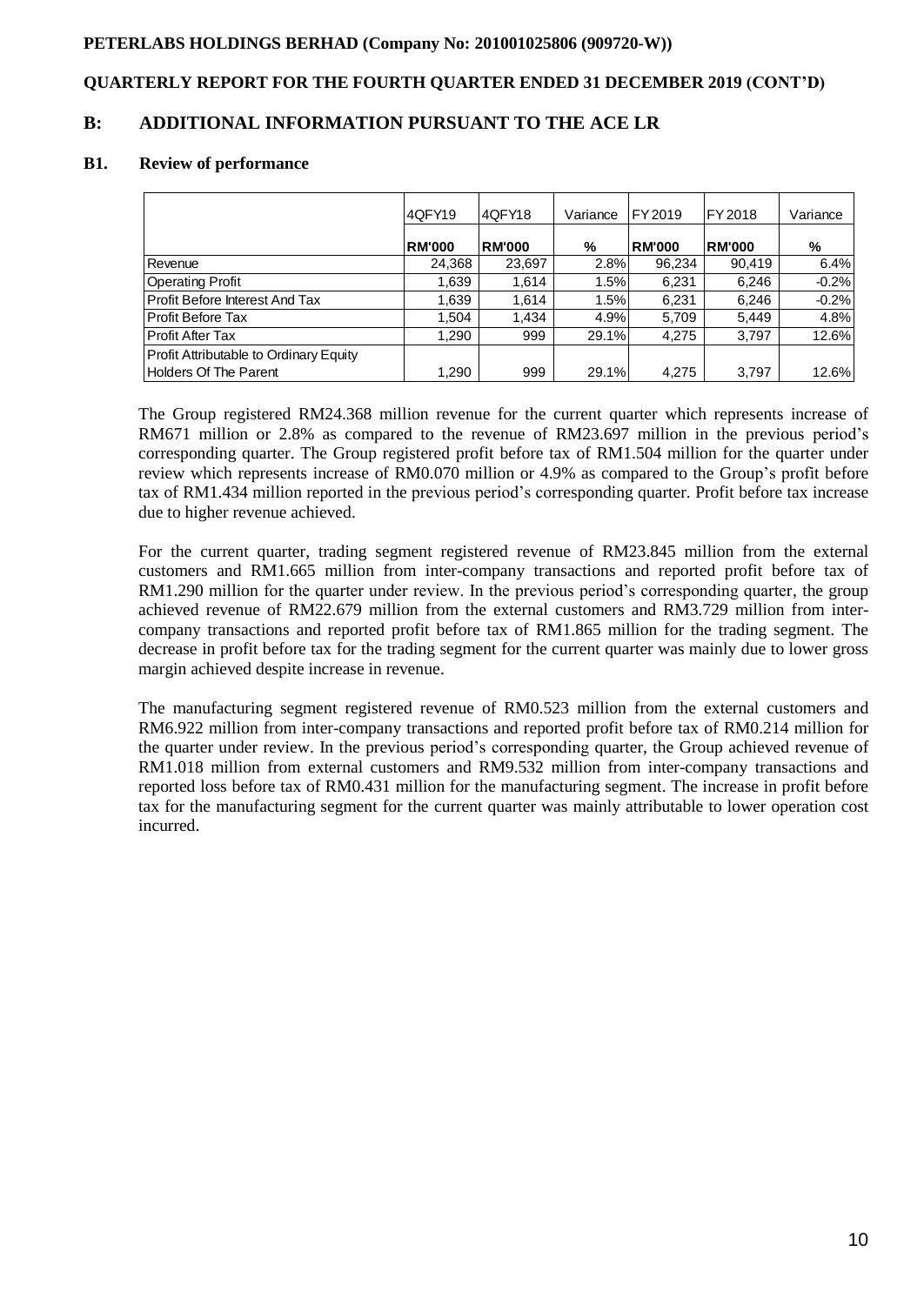**PETERLABS HOLDINGS BERHAD (Company No: 201001025806 (909720-W))**

**QUARTERLY REPORT FOR THE FOURTH QUARTER ENDED 31 DECEMBER 2019 (CONT'D)**

## B: ADDITIONAL INFORMATION PURSUANT TO THE ACE LR

### B1. Review of performance

| | 4QFY19 | 4QFY18 | Variance | FY 2019 | FY 2018 | Variance |
|---|---|---|---|---|---|---|
| | **RM'000** | **RM'000** | **%** | **RM'000** | **RM'000** | **%** |
| Revenue | 24,368 | 23,697 | 2.8% | 96,234 | 90,419 | 6.4% |
| Operating Profit | 1,639 | 1,614 | 1.5% | 6,231 | 6,246 | -0.2% |
| Profit Before Interest And Tax | 1,639 | 1,614 | 1.5% | 6,231 | 6,246 | -0.2% |
| Profit Before Tax | 1,504 | 1,434 | 4.9% | 5,709 | 5,449 | 4.8% |
| Profit After Tax | 1,290 | 999 | 29.1% | 4,275 | 3,797 | 12.6% |
| Profit Attributable to Ordinary Equity Holders Of The Parent | 1,290 | 999 | 29.1% | 4,275 | 3,797 | 12.6% |

The Group registered RM24.368 million revenue for the current quarter which represents increase of RM671 million or 2.8% as compared to the revenue of RM23.697 million in the previous period's corresponding quarter. The Group registered profit before tax of RM1.504 million for the quarter under review which represents increase of RM0.070 million or 4.9% as compared to the Group's profit before tax of RM1.434 million reported in the previous period's corresponding quarter. Profit before tax increase due to higher revenue achieved.

For the current quarter, trading segment registered revenue of RM23.845 million from the external customers and RM1.665 million from inter-company transactions and reported profit before tax of RM1.290 million for the quarter under review. In the previous period's corresponding quarter, the group achieved revenue of RM22.679 million from the external customers and RM3.729 million from inter-company transactions and reported profit before tax of RM1.865 million for the trading segment. The decrease in profit before tax for the trading segment for the current quarter was mainly due to lower gross margin achieved despite increase in revenue.

The manufacturing segment registered revenue of RM0.523 million from the external customers and RM6.922 million from inter-company transactions and reported profit before tax of RM0.214 million for the quarter under review. In the previous period's corresponding quarter, the Group achieved revenue of RM1.018 million from external customers and RM9.532 million from inter-company transactions and reported loss before tax of RM0.431 million for the manufacturing segment. The increase in profit before tax for the manufacturing segment for the current quarter was mainly attributable to lower operation cost incurred.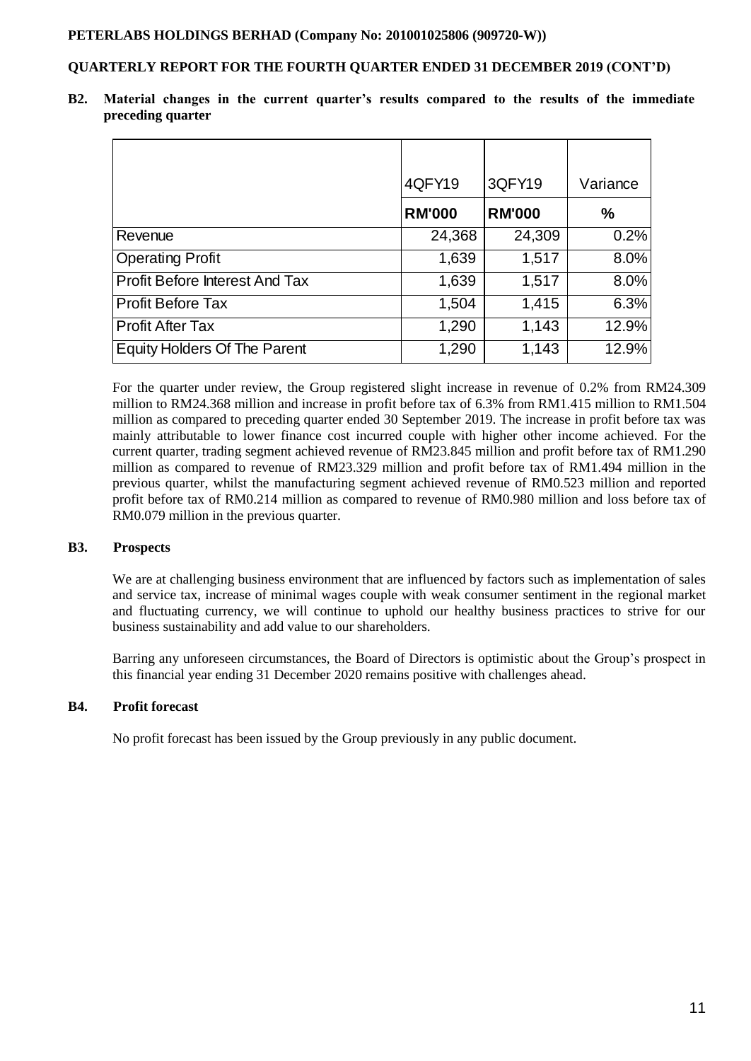**B2. Material changes in the current quarter's results compared to the results of the immediate preceding quarter**

| | 4QFY19 | 3QFY19 | Variance |
|---|---|---|---|
| | **RM'000** | **RM'000** | **%** |
| Revenue | 24,368 | 24,309 | 0.2% |
| Operating Profit | 1,639 | 1,517 | 8.0% |
| Profit Before Interest And Tax | 1,639 | 1,517 | 8.0% |
| Profit Before Tax | 1,504 | 1,415 | 6.3% |
| Profit After Tax | 1,290 | 1,143 | 12.9% |
| Equity Holders Of The Parent | 1,290 | 1,143 | 12.9% |

For the quarter under review, the Group registered slight increase in revenue of 0.2% from RM24.309 million to RM24.368 million and increase in profit before tax of 6.3% from RM1.415 million to RM1.504 million as compared to preceding quarter ended 30 September 2019. The increase in profit before tax was mainly attributable to lower finance cost incurred couple with higher other income achieved. For the current quarter, trading segment achieved revenue of RM23.845 million and profit before tax of RM1.290 million as compared to revenue of RM23.329 million and profit before tax of RM1.494 million in the previous quarter, whilst the manufacturing segment achieved revenue of RM0.523 million and reported profit before tax of RM0.214 million as compared to revenue of RM0.980 million and loss before tax of RM0.079 million in the previous quarter.

**B3. Prospects**

We are at challenging business environment that are influenced by factors such as implementation of sales and service tax, increase of minimal wages couple with weak consumer sentiment in the regional market and fluctuating currency, we will continue to uphold our healthy business practices to strive for our business sustainability and add value to our shareholders.

Barring any unforeseen circumstances, the Board of Directors is optimistic about the Group's prospect in this financial year ending 31 December 2020 remains positive with challenges ahead.

**B4. Profit forecast**

No profit forecast has been issued by the Group previously in any public document.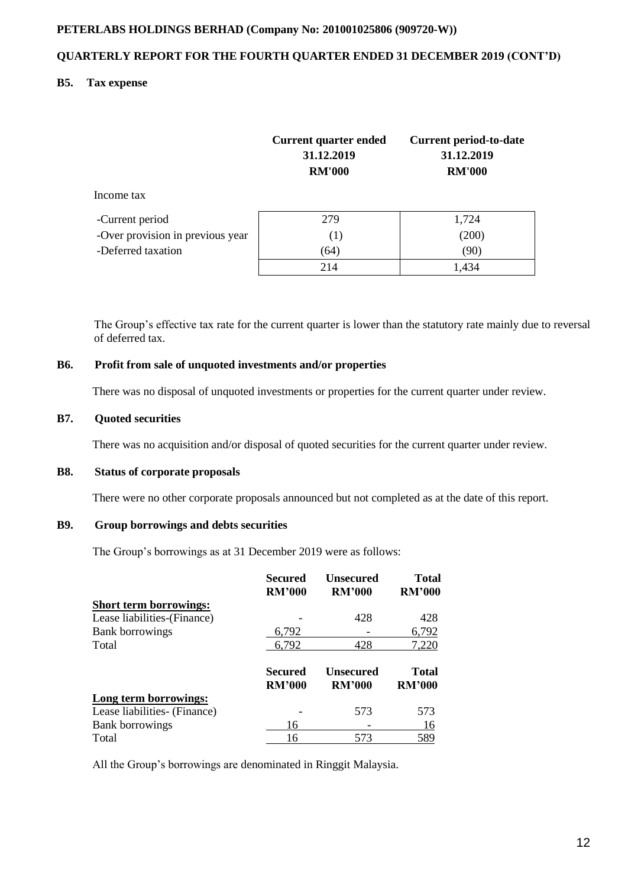**PETERLABS HOLDINGS BERHAD (Company No: 201001025806 (909720-W))**

**QUARTERLY REPORT FOR THE FOURTH QUARTER ENDED 31 DECEMBER 2019 (CONT'D)**

## B5. Tax expense

| | Current quarter ended 31.12.2019 RM'000 | Current period-to-date 31.12.2019 RM'000 |
|---|---|---|
| Income tax | | |
| -Current period | 279 | 1,724 |
| -Over provision in previous year | (1) | (200) |
| -Deferred taxation | (64) | (90) |
| | 214 | 1,434 |

The Group's effective tax rate for the current quarter is lower than the statutory rate mainly due to reversal of deferred tax.

## B6. Profit from sale of unquoted investments and/or properties

There was no disposal of unquoted investments or properties for the current quarter under review.

## B7. Quoted securities

There was no acquisition and/or disposal of quoted securities for the current quarter under review.

## B8. Status of corporate proposals

There were no other corporate proposals announced but not completed as at the date of this report.

## B9. Group borrowings and debts securities

The Group's borrowings as at 31 December 2019 were as follows:

| | Secured RM'000 | Unsecured RM'000 | Total RM'000 |
|---|---|---|---|
| **Short term borrowings:** | | | |
| Lease liabilities-(Finance) | - | 428 | 428 |
| Bank borrowings | 6,792 | - | 6,792 |
| Total | 6,792 | 428 | 7,220 |

| | Secured RM'000 | Unsecured RM'000 | Total RM'000 |
|---|---|---|---|
| **Long term borrowings:** | | | |
| Lease liabilities- (Finance) | - | 573 | 573 |
| Bank borrowings | 16 | - | 16 |
| Total | 16 | 573 | 589 |

All the Group's borrowings are denominated in Ringgit Malaysia.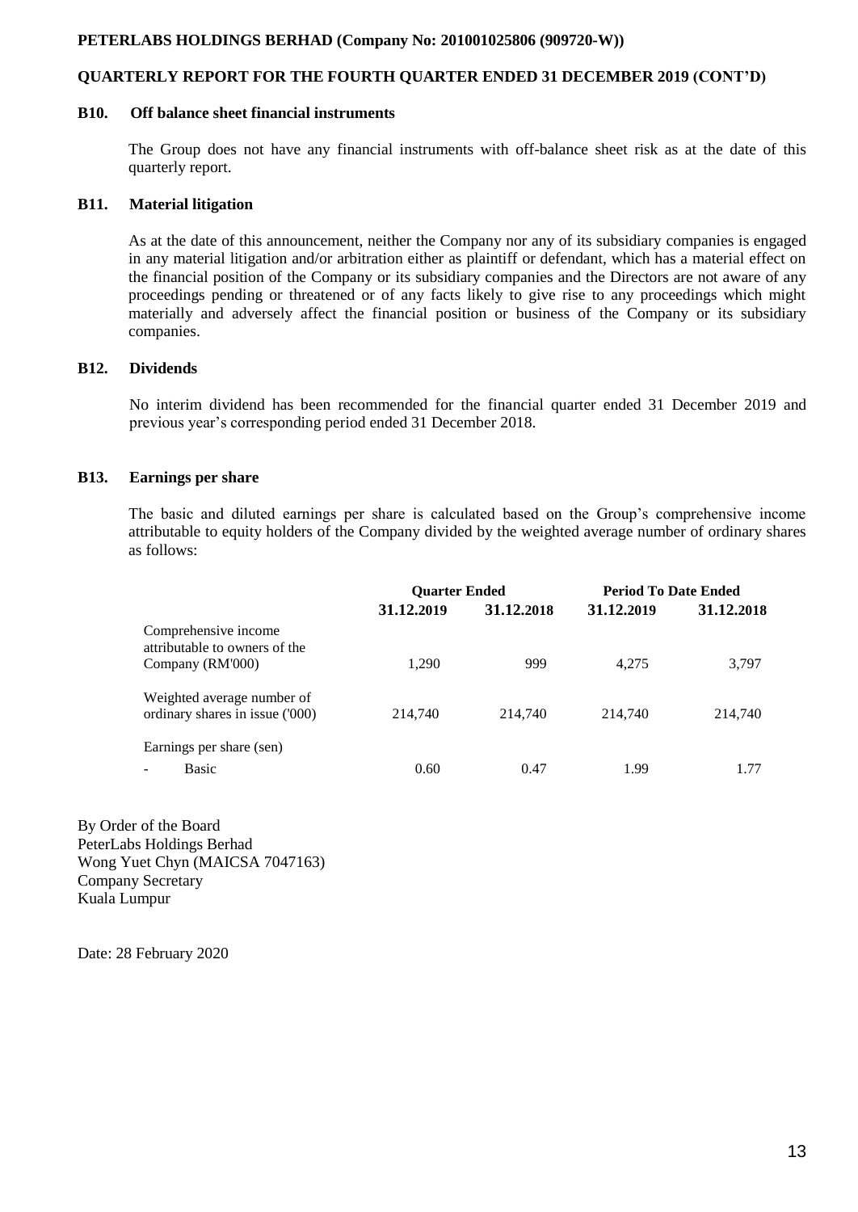### B10. Off balance sheet financial instruments

The Group does not have any financial instruments with off-balance sheet risk as at the date of this quarterly report.

### B11. Material litigation

As at the date of this announcement, neither the Company nor any of its subsidiary companies is engaged in any material litigation and/or arbitration either as plaintiff or defendant, which has a material effect on the financial position of the Company or its subsidiary companies and the Directors are not aware of any proceedings pending or threatened or of any facts likely to give rise to any proceedings which might materially and adversely affect the financial position or business of the Company or its subsidiary companies.

### B12. Dividends

No interim dividend has been recommended for the financial quarter ended 31 December 2019 and previous year's corresponding period ended 31 December 2018.

### B13. Earnings per share

The basic and diluted earnings per share is calculated based on the Group's comprehensive income attributable to equity holders of the Company divided by the weighted average number of ordinary shares as follows:

| | Quarter Ended | | Period To Date Ended | |
|---|---|---|---|---|
| | **31.12.2019** | **31.12.2018** | **31.12.2019** | **31.12.2018** |
| Comprehensive income attributable to owners of the Company (RM'000) | 1,290 | 999 | 4,275 | 3,797 |
| Weighted average number of ordinary shares in issue ('000) | 214,740 | 214,740 | 214,740 | 214,740 |
| Earnings per share (sen) | | | | |
| - Basic | 0.60 | 0.47 | 1.99 | 1.77 |

By Order of the Board
PeterLabs Holdings Berhad
Wong Yuet Chyn (MAICSA 7047163)
Company Secretary
Kuala Lumpur

Date: 28 February 2020